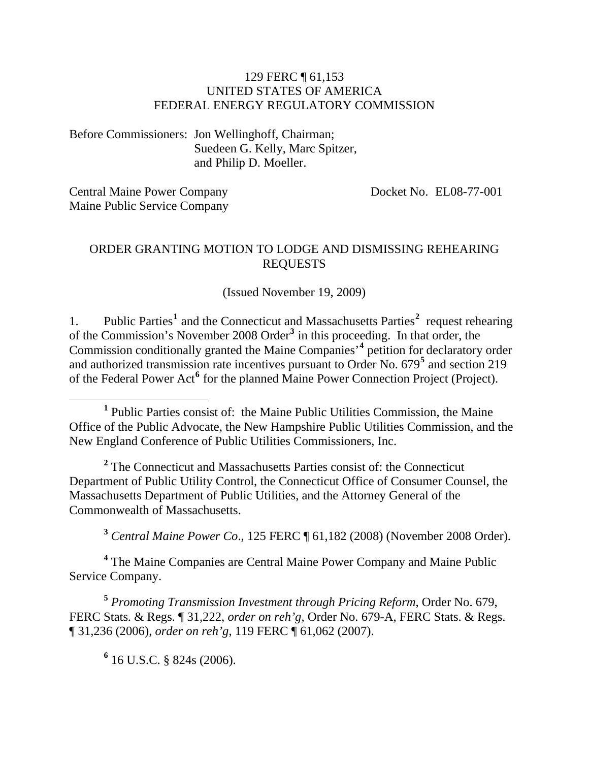129 FERC ¶ 61,153
UNITED STATES OF AMERICA
FEDERAL ENERGY REGULATORY COMMISSION

Before Commissioners: Jon Wellinghoff, Chairman;
Suedeen G. Kelly, Marc Spitzer,
and Philip D. Moeller.

Central Maine Power Company
Maine Public Service Company

Docket No. EL08-77-001

ORDER GRANTING MOTION TO LODGE AND DISMISSING REHEARING REQUESTS

(Issued November 19, 2009)

1. Public Parties[1] and the Connecticut and Massachusetts Parties[2] request rehearing of the Commission's November 2008 Order[3] in this proceeding. In that order, the Commission conditionally granted the Maine Companies'[4] petition for declaratory order and authorized transmission rate incentives pursuant to Order No. 679[5] and section 219 of the Federal Power Act[6] for the planned Maine Power Connection Project (Project).

[1] Public Parties consist of: the Maine Public Utilities Commission, the Maine Office of the Public Advocate, the New Hampshire Public Utilities Commission, and the New England Conference of Public Utilities Commissioners, Inc.

[2] The Connecticut and Massachusetts Parties consist of: the Connecticut Department of Public Utility Control, the Connecticut Office of Consumer Counsel, the Massachusetts Department of Public Utilities, and the Attorney General of the Commonwealth of Massachusetts.

[3] *Central Maine Power Co*., 125 FERC ¶ 61,182 (2008) (November 2008 Order).

[4] The Maine Companies are Central Maine Power Company and Maine Public Service Company.

[5] *Promoting Transmission Investment through Pricing Reform*, Order No. 679, FERC Stats. & Regs. ¶ 31,222, *order on reh'g*, Order No. 679-A, FERC Stats. & Regs. ¶ 31,236 (2006), *order on reh'g*, 119 FERC ¶ 61,062 (2007).

[6] 16 U.S.C. § 824s (2006).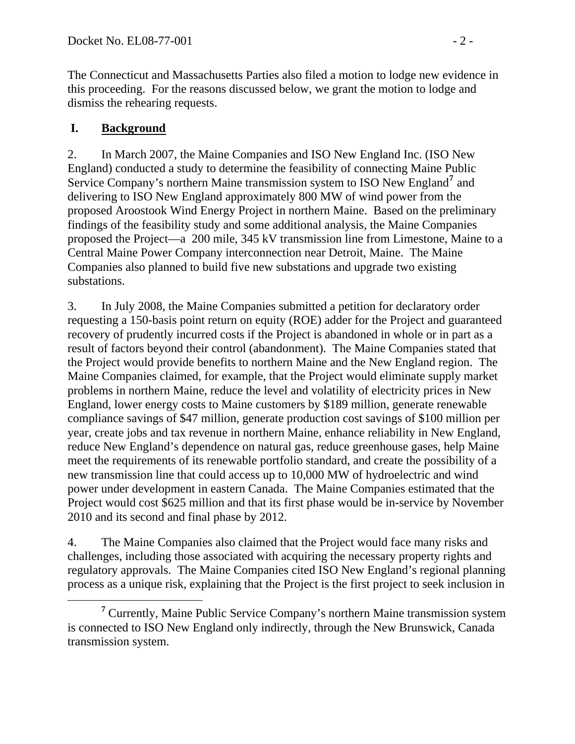The Connecticut and Massachusetts Parties also filed a motion to lodge new evidence in this proceeding. For the reasons discussed below, we grant the motion to lodge and dismiss the rehearing requests.

## I. Background

2. In March 2007, the Maine Companies and ISO New England Inc. (ISO New England) conducted a study to determine the feasibility of connecting Maine Public Service Company's northern Maine transmission system to ISO New England[7] and delivering to ISO New England approximately 800 MW of wind power from the proposed Aroostook Wind Energy Project in northern Maine. Based on the preliminary findings of the feasibility study and some additional analysis, the Maine Companies proposed the Project—a 200 mile, 345 kV transmission line from Limestone, Maine to a Central Maine Power Company interconnection near Detroit, Maine. The Maine Companies also planned to build five new substations and upgrade two existing substations.

3. In July 2008, the Maine Companies submitted a petition for declaratory order requesting a 150-basis point return on equity (ROE) adder for the Project and guaranteed recovery of prudently incurred costs if the Project is abandoned in whole or in part as a result of factors beyond their control (abandonment). The Maine Companies stated that the Project would provide benefits to northern Maine and the New England region. The Maine Companies claimed, for example, that the Project would eliminate supply market problems in northern Maine, reduce the level and volatility of electricity prices in New England, lower energy costs to Maine customers by $189 million, generate renewable compliance savings of $47 million, generate production cost savings of $100 million per year, create jobs and tax revenue in northern Maine, enhance reliability in New England, reduce New England's dependence on natural gas, reduce greenhouse gases, help Maine meet the requirements of its renewable portfolio standard, and create the possibility of a new transmission line that could access up to 10,000 MW of hydroelectric and wind power under development in eastern Canada. The Maine Companies estimated that the Project would cost $625 million and that its first phase would be in-service by November 2010 and its second and final phase by 2012.

4. The Maine Companies also claimed that the Project would face many risks and challenges, including those associated with acquiring the necessary property rights and regulatory approvals. The Maine Companies cited ISO New England's regional planning process as a unique risk, explaining that the Project is the first project to seek inclusion in

[7] Currently, Maine Public Service Company's northern Maine transmission system is connected to ISO New England only indirectly, through the New Brunswick, Canada transmission system.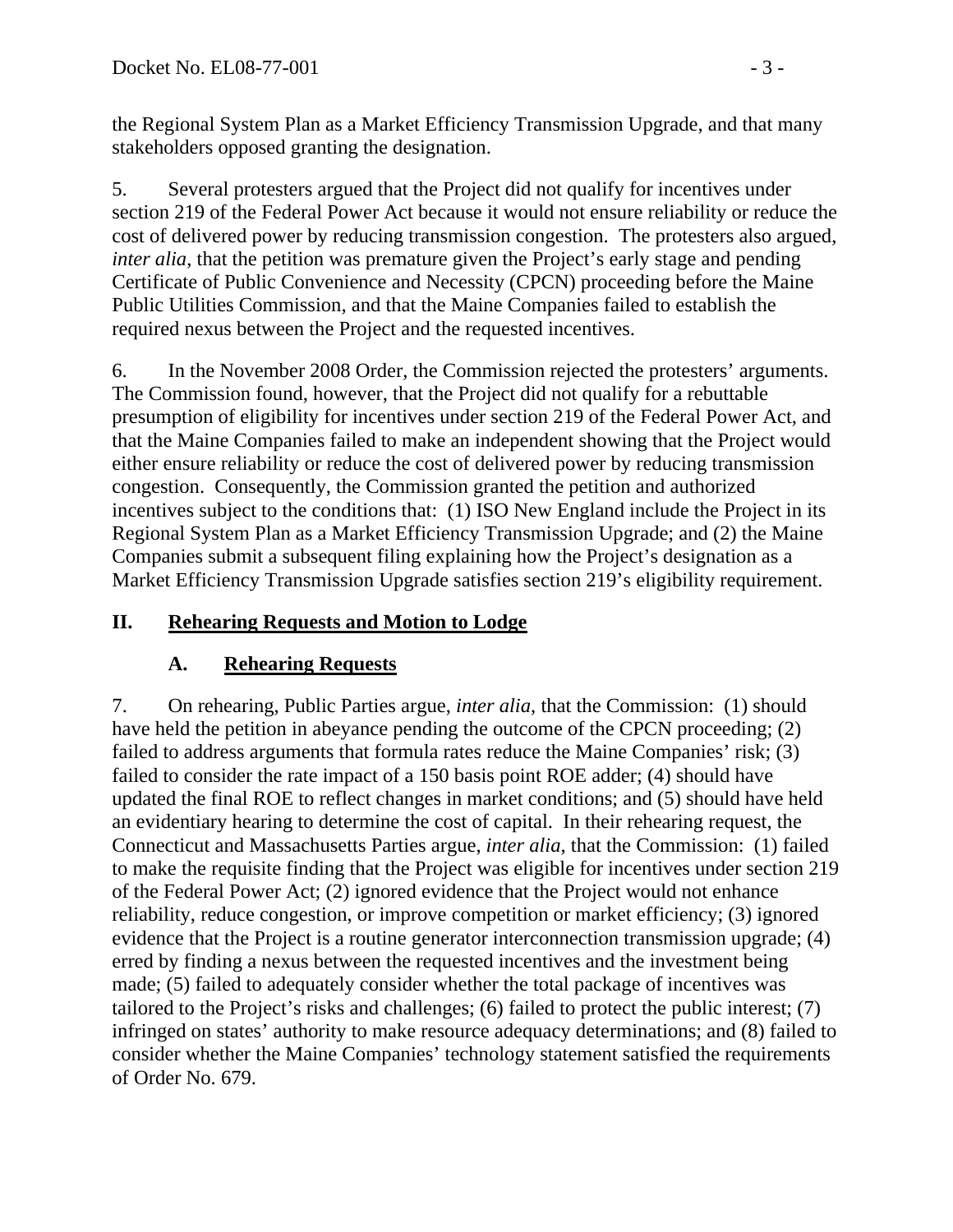the Regional System Plan as a Market Efficiency Transmission Upgrade, and that many stakeholders opposed granting the designation.

5. Several protesters argued that the Project did not qualify for incentives under section 219 of the Federal Power Act because it would not ensure reliability or reduce the cost of delivered power by reducing transmission congestion. The protesters also argued, *inter alia*, that the petition was premature given the Project's early stage and pending Certificate of Public Convenience and Necessity (CPCN) proceeding before the Maine Public Utilities Commission, and that the Maine Companies failed to establish the required nexus between the Project and the requested incentives.

6. In the November 2008 Order, the Commission rejected the protesters' arguments. The Commission found, however, that the Project did not qualify for a rebuttable presumption of eligibility for incentives under section 219 of the Federal Power Act, and that the Maine Companies failed to make an independent showing that the Project would either ensure reliability or reduce the cost of delivered power by reducing transmission congestion. Consequently, the Commission granted the petition and authorized incentives subject to the conditions that: (1) ISO New England include the Project in its Regional System Plan as a Market Efficiency Transmission Upgrade; and (2) the Maine Companies submit a subsequent filing explaining how the Project's designation as a Market Efficiency Transmission Upgrade satisfies section 219's eligibility requirement.

## II. Rehearing Requests and Motion to Lodge

### A. Rehearing Requests

7. On rehearing, Public Parties argue, *inter alia*, that the Commission: (1) should have held the petition in abeyance pending the outcome of the CPCN proceeding; (2) failed to address arguments that formula rates reduce the Maine Companies' risk; (3) failed to consider the rate impact of a 150 basis point ROE adder; (4) should have updated the final ROE to reflect changes in market conditions; and (5) should have held an evidentiary hearing to determine the cost of capital. In their rehearing request, the Connecticut and Massachusetts Parties argue, *inter alia*, that the Commission: (1) failed to make the requisite finding that the Project was eligible for incentives under section 219 of the Federal Power Act; (2) ignored evidence that the Project would not enhance reliability, reduce congestion, or improve competition or market efficiency; (3) ignored evidence that the Project is a routine generator interconnection transmission upgrade; (4) erred by finding a nexus between the requested incentives and the investment being made; (5) failed to adequately consider whether the total package of incentives was tailored to the Project's risks and challenges; (6) failed to protect the public interest; (7) infringed on states' authority to make resource adequacy determinations; and (8) failed to consider whether the Maine Companies' technology statement satisfied the requirements of Order No. 679.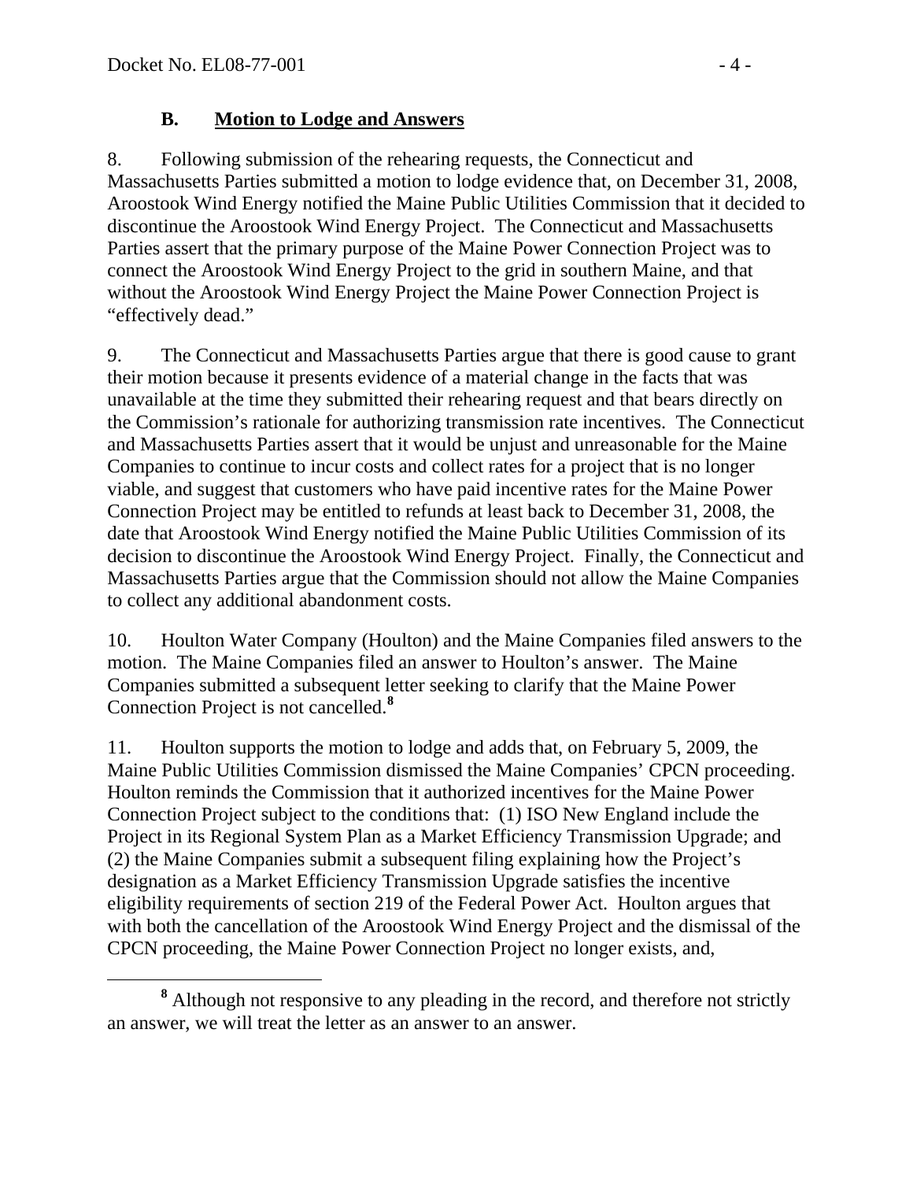### B. **Motion to Lodge and Answers**

8. Following submission of the rehearing requests, the Connecticut and Massachusetts Parties submitted a motion to lodge evidence that, on December 31, 2008, Aroostook Wind Energy notified the Maine Public Utilities Commission that it decided to discontinue the Aroostook Wind Energy Project. The Connecticut and Massachusetts Parties assert that the primary purpose of the Maine Power Connection Project was to connect the Aroostook Wind Energy Project to the grid in southern Maine, and that without the Aroostook Wind Energy Project the Maine Power Connection Project is "effectively dead."

9. The Connecticut and Massachusetts Parties argue that there is good cause to grant their motion because it presents evidence of a material change in the facts that was unavailable at the time they submitted their rehearing request and that bears directly on the Commission's rationale for authorizing transmission rate incentives. The Connecticut and Massachusetts Parties assert that it would be unjust and unreasonable for the Maine Companies to continue to incur costs and collect rates for a project that is no longer viable, and suggest that customers who have paid incentive rates for the Maine Power Connection Project may be entitled to refunds at least back to December 31, 2008, the date that Aroostook Wind Energy notified the Maine Public Utilities Commission of its decision to discontinue the Aroostook Wind Energy Project. Finally, the Connecticut and Massachusetts Parties argue that the Commission should not allow the Maine Companies to collect any additional abandonment costs.

10. Houlton Water Company (Houlton) and the Maine Companies filed answers to the motion. The Maine Companies filed an answer to Houlton's answer. The Maine Companies submitted a subsequent letter seeking to clarify that the Maine Power Connection Project is not cancelled.[8]

11. Houlton supports the motion to lodge and adds that, on February 5, 2009, the Maine Public Utilities Commission dismissed the Maine Companies' CPCN proceeding. Houlton reminds the Commission that it authorized incentives for the Maine Power Connection Project subject to the conditions that: (1) ISO New England include the Project in its Regional System Plan as a Market Efficiency Transmission Upgrade; and (2) the Maine Companies submit a subsequent filing explaining how the Project's designation as a Market Efficiency Transmission Upgrade satisfies the incentive eligibility requirements of section 219 of the Federal Power Act. Houlton argues that with both the cancellation of the Aroostook Wind Energy Project and the dismissal of the CPCN proceeding, the Maine Power Connection Project no longer exists, and,

[8] Although not responsive to any pleading in the record, and therefore not strictly an answer, we will treat the letter as an answer to an answer.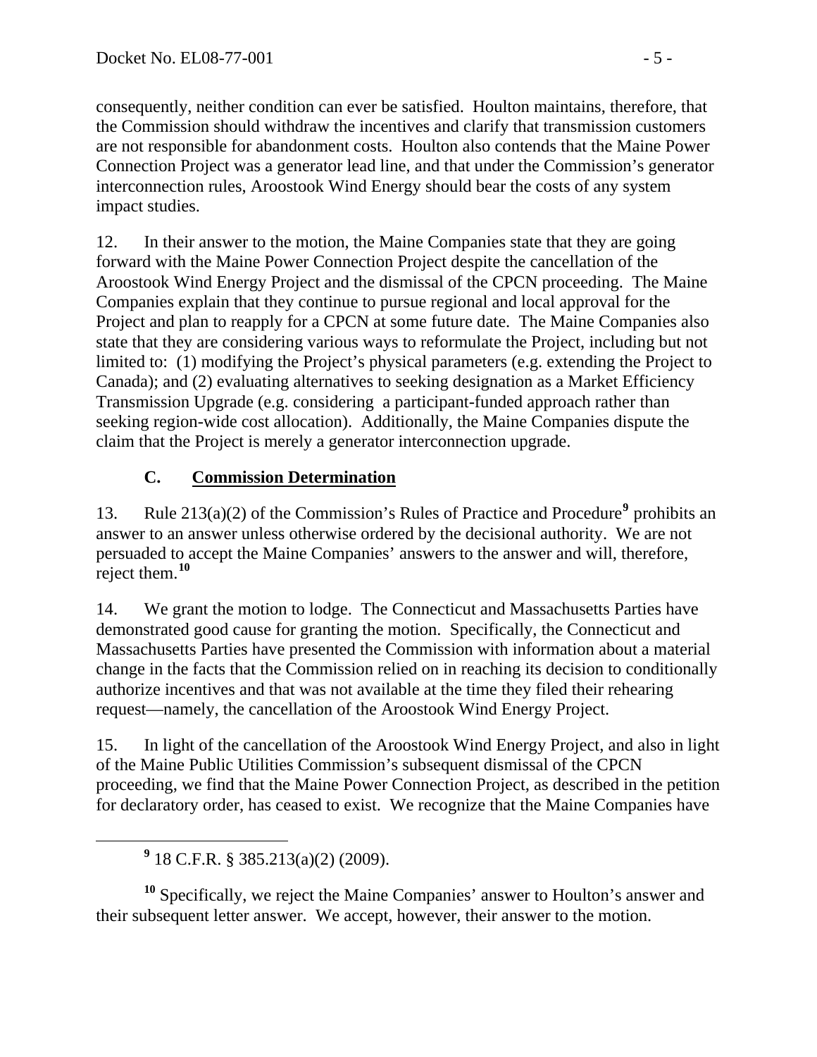consequently, neither condition can ever be satisfied. Houlton maintains, therefore, that the Commission should withdraw the incentives and clarify that transmission customers are not responsible for abandonment costs. Houlton also contends that the Maine Power Connection Project was a generator lead line, and that under the Commission's generator interconnection rules, Aroostook Wind Energy should bear the costs of any system impact studies.

12. In their answer to the motion, the Maine Companies state that they are going forward with the Maine Power Connection Project despite the cancellation of the Aroostook Wind Energy Project and the dismissal of the CPCN proceeding. The Maine Companies explain that they continue to pursue regional and local approval for the Project and plan to reapply for a CPCN at some future date. The Maine Companies also state that they are considering various ways to reformulate the Project, including but not limited to: (1) modifying the Project's physical parameters (e.g. extending the Project to Canada); and (2) evaluating alternatives to seeking designation as a Market Efficiency Transmission Upgrade (e.g. considering a participant-funded approach rather than seeking region-wide cost allocation). Additionally, the Maine Companies dispute the claim that the Project is merely a generator interconnection upgrade.

### C. Commission Determination

13. Rule 213(a)(2) of the Commission's Rules of Practice and Procedure[9] prohibits an answer to an answer unless otherwise ordered by the decisional authority. We are not persuaded to accept the Maine Companies' answers to the answer and will, therefore, reject them.[10]

14. We grant the motion to lodge. The Connecticut and Massachusetts Parties have demonstrated good cause for granting the motion. Specifically, the Connecticut and Massachusetts Parties have presented the Commission with information about a material change in the facts that the Commission relied on in reaching its decision to conditionally authorize incentives and that was not available at the time they filed their rehearing request—namely, the cancellation of the Aroostook Wind Energy Project.

15. In light of the cancellation of the Aroostook Wind Energy Project, and also in light of the Maine Public Utilities Commission's subsequent dismissal of the CPCN proceeding, we find that the Maine Power Connection Project, as described in the petition for declaratory order, has ceased to exist. We recognize that the Maine Companies have

---

[9] 18 C.F.R. § 385.213(a)(2) (2009).

[10] Specifically, we reject the Maine Companies' answer to Houlton's answer and their subsequent letter answer. We accept, however, their answer to the motion.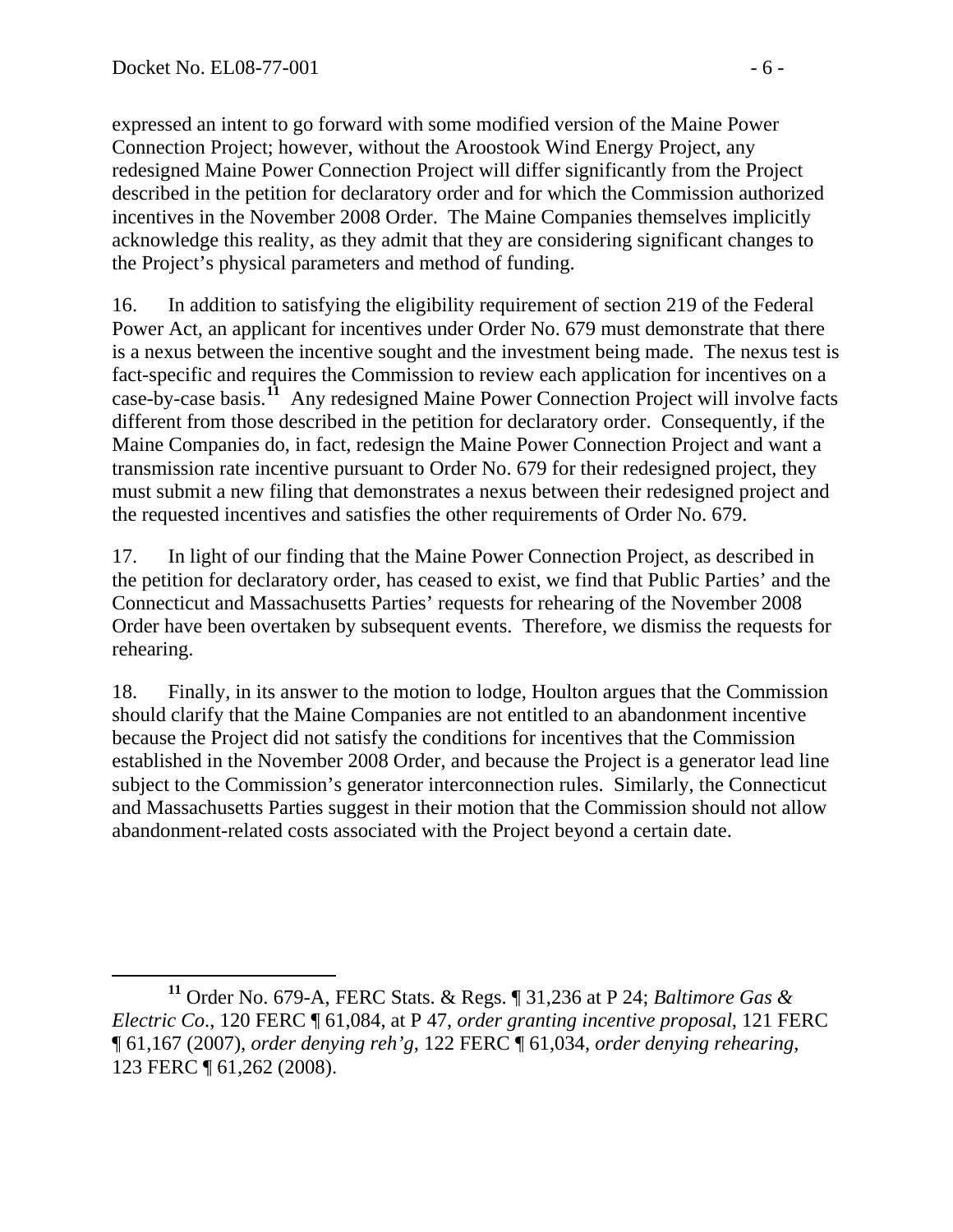expressed an intent to go forward with some modified version of the Maine Power Connection Project; however, without the Aroostook Wind Energy Project, any redesigned Maine Power Connection Project will differ significantly from the Project described in the petition for declaratory order and for which the Commission authorized incentives in the November 2008 Order. The Maine Companies themselves implicitly acknowledge this reality, as they admit that they are considering significant changes to the Project's physical parameters and method of funding.

16. In addition to satisfying the eligibility requirement of section 219 of the Federal Power Act, an applicant for incentives under Order No. 679 must demonstrate that there is a nexus between the incentive sought and the investment being made. The nexus test is fact-specific and requires the Commission to review each application for incentives on a case-by-case basis.[11] Any redesigned Maine Power Connection Project will involve facts different from those described in the petition for declaratory order. Consequently, if the Maine Companies do, in fact, redesign the Maine Power Connection Project and want a transmission rate incentive pursuant to Order No. 679 for their redesigned project, they must submit a new filing that demonstrates a nexus between their redesigned project and the requested incentives and satisfies the other requirements of Order No. 679.

17. In light of our finding that the Maine Power Connection Project, as described in the petition for declaratory order, has ceased to exist, we find that Public Parties' and the Connecticut and Massachusetts Parties' requests for rehearing of the November 2008 Order have been overtaken by subsequent events. Therefore, we dismiss the requests for rehearing.

18. Finally, in its answer to the motion to lodge, Houlton argues that the Commission should clarify that the Maine Companies are not entitled to an abandonment incentive because the Project did not satisfy the conditions for incentives that the Commission established in the November 2008 Order, and because the Project is a generator lead line subject to the Commission's generator interconnection rules. Similarly, the Connecticut and Massachusetts Parties suggest in their motion that the Commission should not allow abandonment-related costs associated with the Project beyond a certain date.

[11] Order No. 679-A, FERC Stats. & Regs. ¶ 31,236 at P 24; *Baltimore Gas & Electric Co*., 120 FERC ¶ 61,084, at P 47, *order granting incentive proposal*, 121 FERC ¶ 61,167 (2007), *order denying reh'g*, 122 FERC ¶ 61,034, *order denying rehearing*, 123 FERC ¶ 61,262 (2008).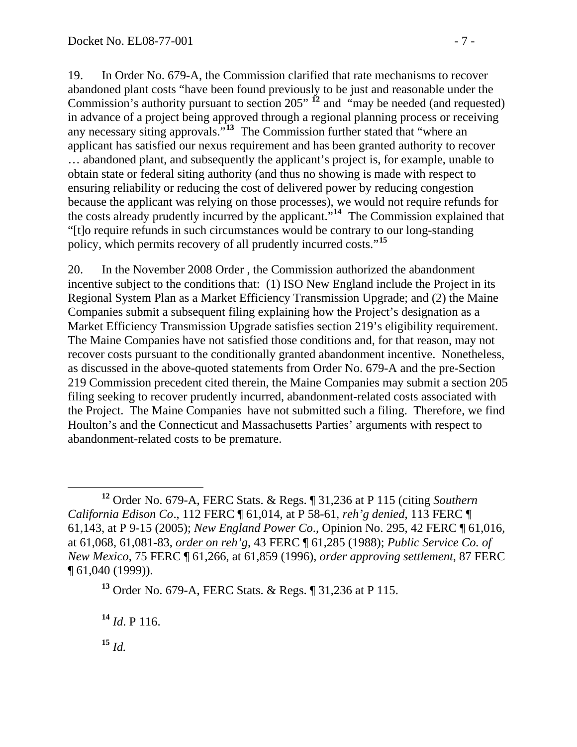19. In Order No. 679-A, the Commission clarified that rate mechanisms to recover abandoned plant costs "have been found previously to be just and reasonable under the Commission's authority pursuant to section 205" [12] and "may be needed (and requested) in advance of a project being approved through a regional planning process or receiving any necessary siting approvals."[13] The Commission further stated that "where an applicant has satisfied our nexus requirement and has been granted authority to recover … abandoned plant, and subsequently the applicant's project is, for example, unable to obtain state or federal siting authority (and thus no showing is made with respect to ensuring reliability or reducing the cost of delivered power by reducing congestion because the applicant was relying on those processes), we would not require refunds for the costs already prudently incurred by the applicant."[14] The Commission explained that "[t]o require refunds in such circumstances would be contrary to our long-standing policy, which permits recovery of all prudently incurred costs."[15]

20. In the November 2008 Order , the Commission authorized the abandonment incentive subject to the conditions that: (1) ISO New England include the Project in its Regional System Plan as a Market Efficiency Transmission Upgrade; and (2) the Maine Companies submit a subsequent filing explaining how the Project's designation as a Market Efficiency Transmission Upgrade satisfies section 219's eligibility requirement. The Maine Companies have not satisfied those conditions and, for that reason, may not recover costs pursuant to the conditionally granted abandonment incentive. Nonetheless, as discussed in the above-quoted statements from Order No. 679-A and the pre-Section 219 Commission precedent cited therein, the Maine Companies may submit a section 205 filing seeking to recover prudently incurred, abandonment-related costs associated with the Project. The Maine Companies have not submitted such a filing. Therefore, we find Houlton's and the Connecticut and Massachusetts Parties' arguments with respect to abandonment-related costs to be premature.

---

[12] Order No. 679-A, FERC Stats. & Regs. ¶ 31,236 at P 115 (citing *Southern California Edison Co*., 112 FERC ¶ 61,014, at P 58-61, *reh'g denied*, 113 FERC ¶ 61,143, at P 9-15 (2005); *New England Power Co*., Opinion No. 295, 42 FERC ¶ 61,016, at 61,068, 61,081-83, *order on reh'g*, 43 FERC ¶ 61,285 (1988); *Public Service Co. of New Mexico*, 75 FERC ¶ 61,266, at 61,859 (1996), *order approving settlement*, 87 FERC ¶ 61,040 (1999)).

[13] Order No. 679-A, FERC Stats. & Regs. ¶ 31,236 at P 115.

[14] *Id*. P 116.

[15] *Id.*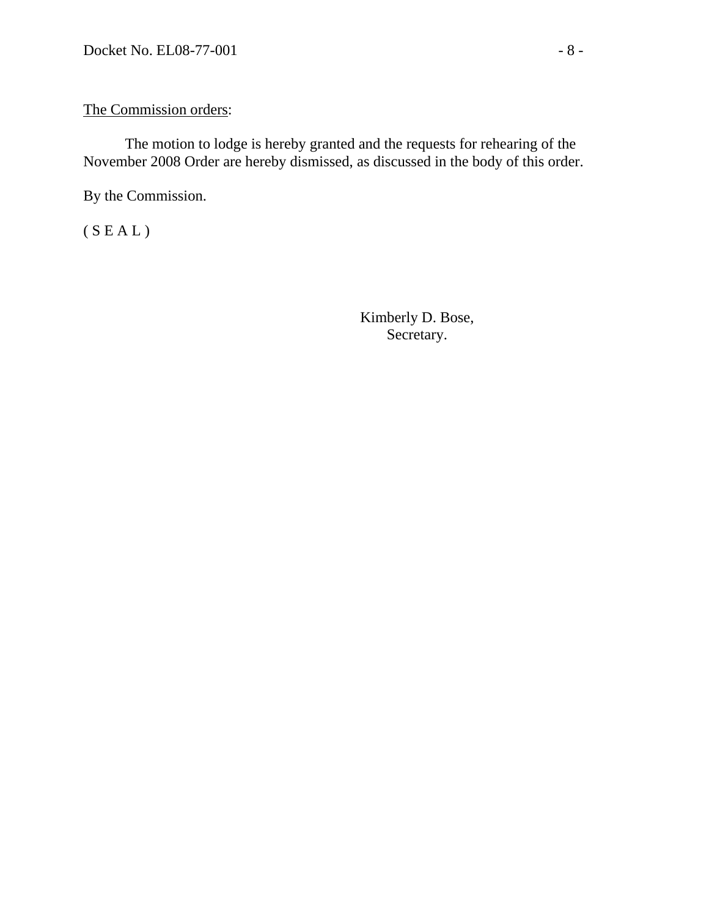The Commission orders:

The motion to lodge is hereby granted and the requests for rehearing of the November 2008 Order are hereby dismissed, as discussed in the body of this order.

By the Commission.

( S E A L )

Kimberly D. Bose,
Secretary.